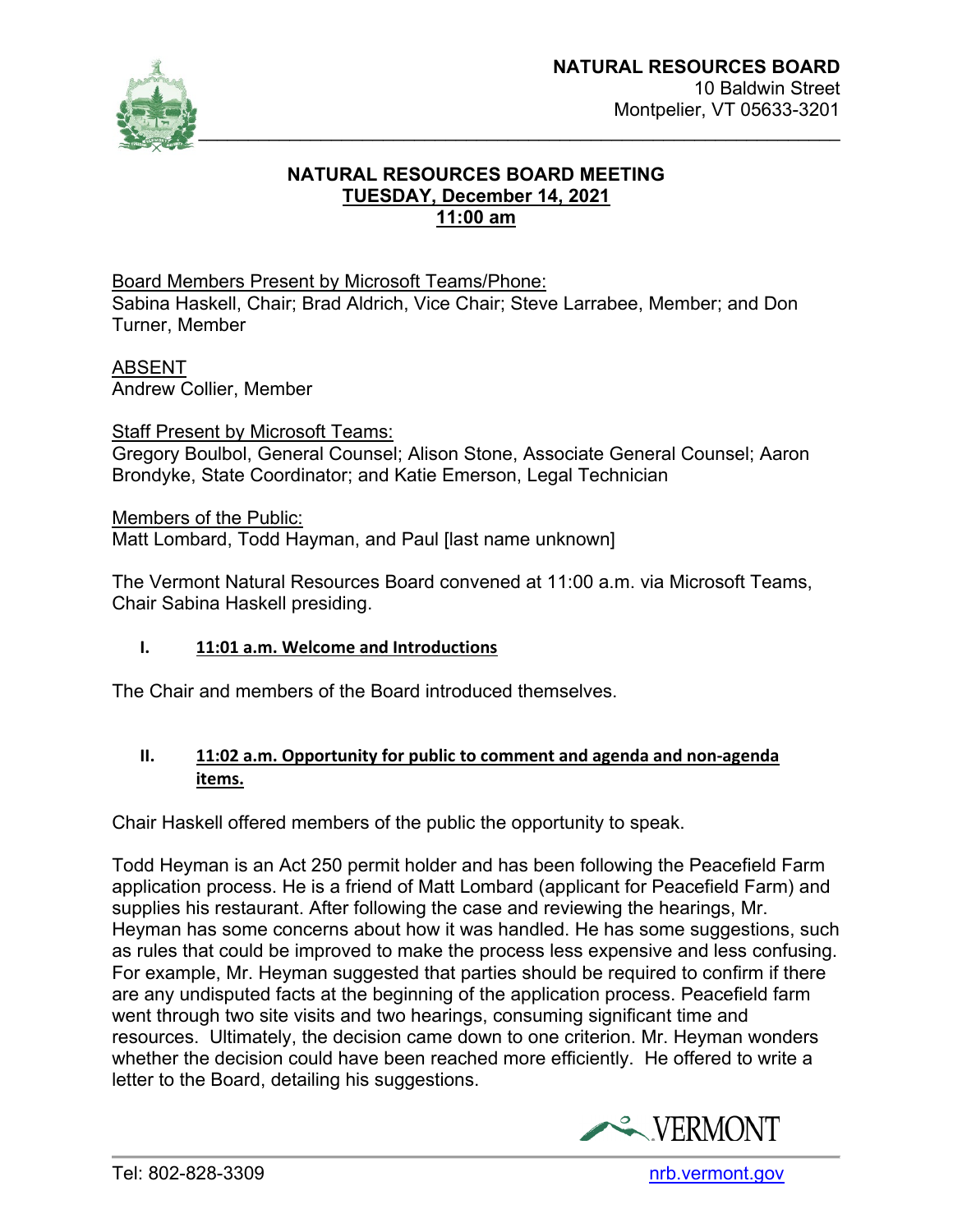**NATURAL RESOURCES BOARD**
10 Baldwin Street
Montpelier, VT 05633-3201

# NATURAL RESOURCES BOARD MEETING
**TUESDAY, December 14, 2021**
**11:00 am**

Board Members Present by Microsoft Teams/Phone:
Sabina Haskell, Chair; Brad Aldrich, Vice Chair; Steve Larrabee, Member; and Don Turner, Member

ABSENT
Andrew Collier, Member

Staff Present by Microsoft Teams:
Gregory Boulbol, General Counsel; Alison Stone, Associate General Counsel; Aaron Brondyke, State Coordinator; and Katie Emerson, Legal Technician

Members of the Public:
Matt Lombard, Todd Hayman, and Paul [last name unknown]

The Vermont Natural Resources Board convened at 11:00 a.m. via Microsoft Teams, Chair Sabina Haskell presiding.

## I. 11:01 a.m. Welcome and Introductions

The Chair and members of the Board introduced themselves.

## II. 11:02 a.m. Opportunity for public to comment and agenda and non-agenda items.

Chair Haskell offered members of the public the opportunity to speak.

Todd Heyman is an Act 250 permit holder and has been following the Peacefield Farm application process. He is a friend of Matt Lombard (applicant for Peacefield Farm) and supplies his restaurant. After following the case and reviewing the hearings, Mr. Heyman has some concerns about how it was handled. He has some suggestions, such as rules that could be improved to make the process less expensive and less confusing. For example, Mr. Heyman suggested that parties should be required to confirm if there are any undisputed facts at the beginning of the application process. Peacefield farm went through two site visits and two hearings, consuming significant time and resources. Ultimately, the decision came down to one criterion. Mr. Heyman wonders whether the decision could have been reached more efficiently. He offered to write a letter to the Board, detailing his suggestions.

Tel: 802-828-3309 nrb.vermont.gov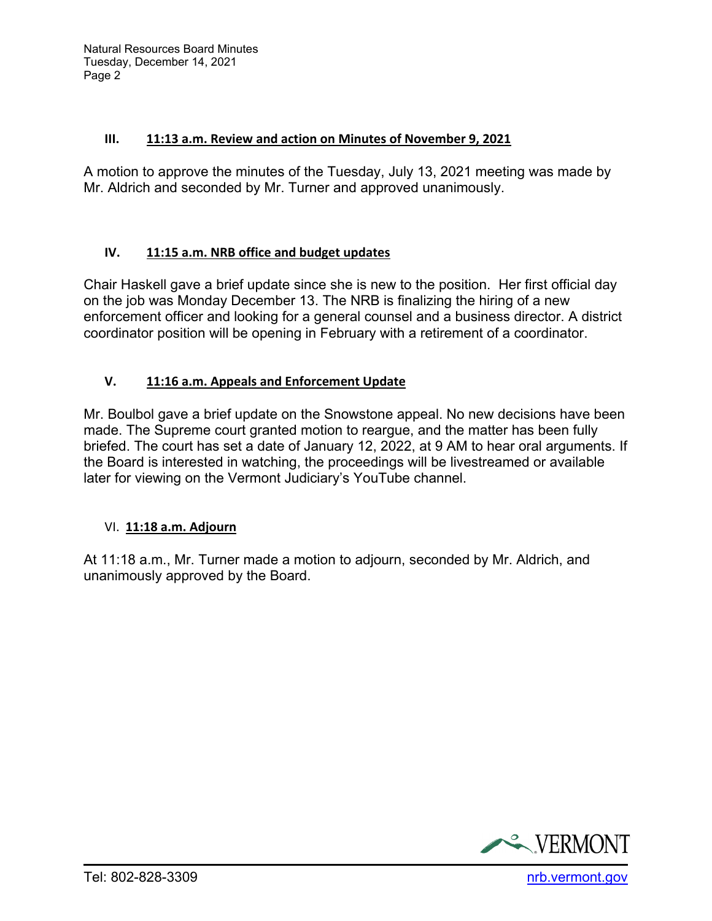### III. 11:13 a.m. Review and action on Minutes of November 9, 2021

A motion to approve the minutes of the Tuesday, July 13, 2021 meeting was made by Mr. Aldrich and seconded by Mr. Turner and approved unanimously.

### IV. 11:15 a.m. NRB office and budget updates

Chair Haskell gave a brief update since she is new to the position. Her first official day on the job was Monday December 13. The NRB is finalizing the hiring of a new enforcement officer and looking for a general counsel and a business director. A district coordinator position will be opening in February with a retirement of a coordinator.

### V. 11:16 a.m. Appeals and Enforcement Update

Mr. Boulbol gave a brief update on the Snowstone appeal. No new decisions have been made. The Supreme court granted motion to reargue, and the matter has been fully briefed. The court has set a date of January 12, 2022, at 9 AM to hear oral arguments. If the Board is interested in watching, the proceedings will be livestreamed or available later for viewing on the Vermont Judiciary's YouTube channel.

### VI. 11:18 a.m. Adjourn

At 11:18 a.m., Mr. Turner made a motion to adjourn, seconded by Mr. Aldrich, and unanimously approved by the Board.

VERMONT

Tel: 802-828-3309 nrb.vermont.gov